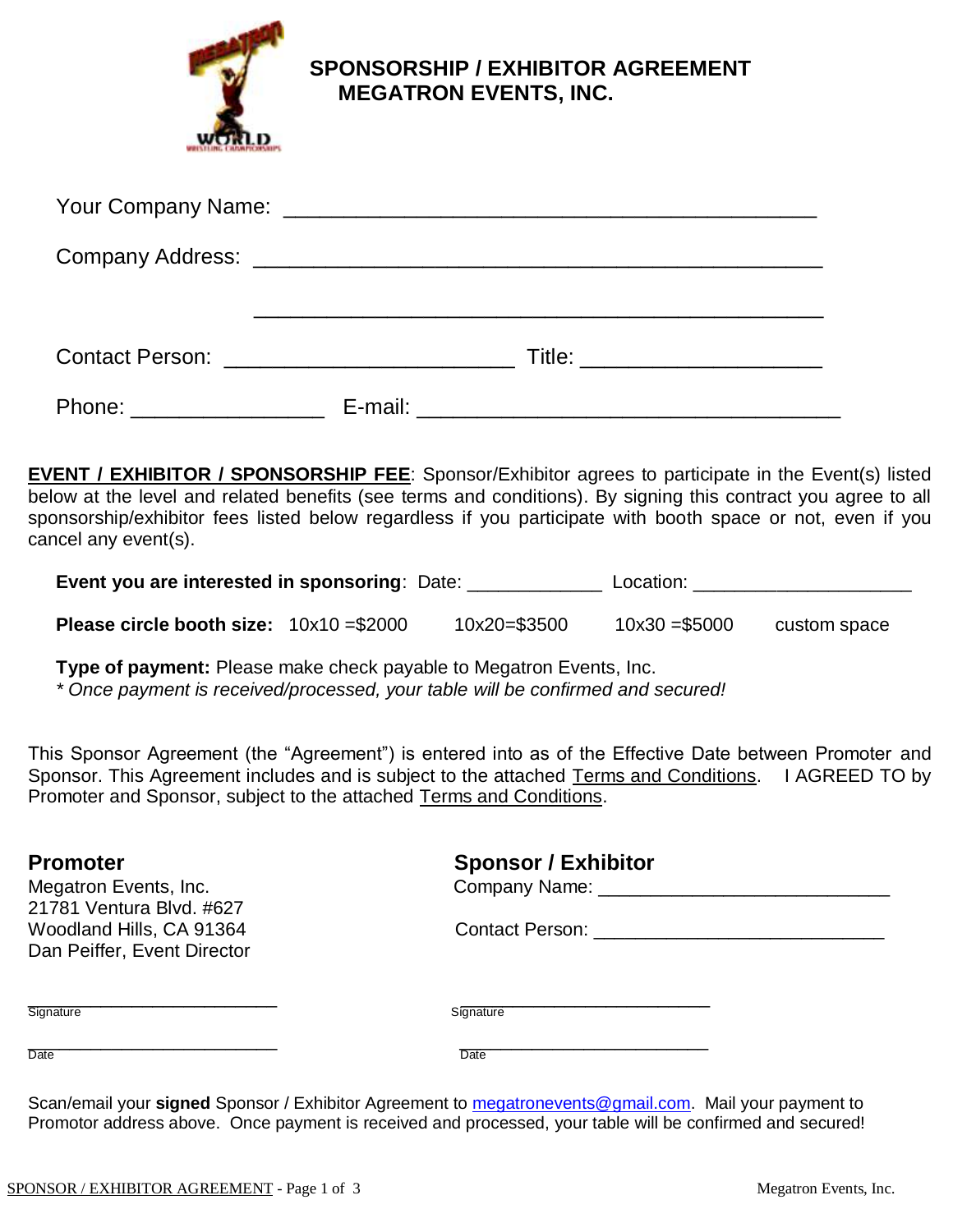# SPONSORSHIP / EXHIBITOR AGREEMENT
## MEGATRON EVENTS, INC.

Your Company Name: ____________________________________________

Company Address: ______________________________________________

______________________________________________

Contact Person: ________________________ Title: ____________________

Phone: ________________ E-mail: ___________________________________

**EVENT / EXHIBITOR / SPONSORSHIP FEE**: Sponsor/Exhibitor agrees to participate in the Event(s) listed below at the level and related benefits (see terms and conditions). By signing this contract you agree to all sponsorship/exhibitor fees listed below regardless if you participate with booth space or not, even if you cancel any event(s).

**Event you are interested in sponsoring**: Date: _____________ Location: _____________________

**Please circle booth size:** 10x10 =$2000 10x20=$3500 10x30 =$5000 custom space

**Type of payment:** Please make check payable to Megatron Events, Inc.
*\* Once payment is received/processed, your table will be confirmed and secured!*

This Sponsor Agreement (the "Agreement") is entered into as of the Effective Date between Promoter and Sponsor. This Agreement includes and is subject to the attached Terms and Conditions. I AGREED TO by Promoter and Sponsor, subject to the attached Terms and Conditions.

**Promoter**
Megatron Events, Inc.
21781 Ventura Blvd. #627
Woodland Hills, CA 91364
Dan Peiffer, Event Director

_________________________
Signature

_________________________
Date

**Sponsor / Exhibitor**
Company Name: ___________________________

Contact Person: ___________________________

_________________________
Signature

_________________________
Date

Scan/email your **signed** Sponsor / Exhibitor Agreement to megatronevents@gmail.com. Mail your payment to Promotor address above. Once payment is received and processed, your table will be confirmed and secured!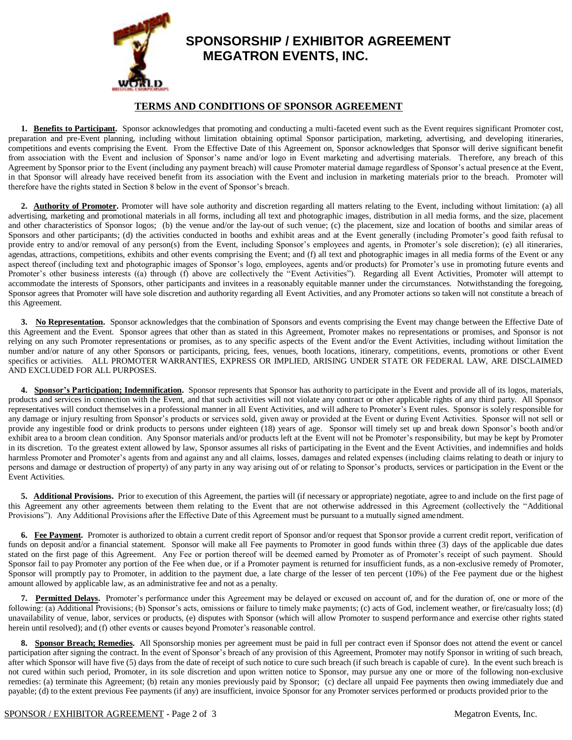# SPONSORSHIP / EXHIBITOR AGREEMENT
# MEGATRON EVENTS, INC.

## TERMS AND CONDITIONS OF SPONSOR AGREEMENT

**1. Benefits to Participant.** Sponsor acknowledges that promoting and conducting a multi-faceted event such as the Event requires significant Promoter cost, preparation and pre-Event planning, including without limitation obtaining optimal Sponsor participation, marketing, advertising, and developing itineraries, competitions and events comprising the Event. From the Effective Date of this Agreement on, Sponsor acknowledges that Sponsor will derive significant benefit from association with the Event and inclusion of Sponsor's name and/or logo in Event marketing and advertising materials. Therefore, any breach of this Agreement by Sponsor prior to the Event (including any payment breach) will cause Promoter material damage regardless of Sponsor's actual presence at the Event, in that Sponsor will already have received benefit from its association with the Event and inclusion in marketing materials prior to the breach. Promoter will therefore have the rights stated in Section 8 below in the event of Sponsor's breach.

**2. Authority of Promoter.** Promoter will have sole authority and discretion regarding all matters relating to the Event, including without limitation: (a) all advertising, marketing and promotional materials in all forms, including all text and photographic images, distribution in all media forms, and the size, placement and other characteristics of Sponsor logos; (b) the venue and/or the lay-out of such venue; (c) the placement, size and location of booths and similar areas of Sponsors and other participants; (d) the activities conducted in booths and exhibit areas and at the Event generally (including Promoter's good faith refusal to provide entry to and/or removal of any person(s) from the Event, including Sponsor's employees and agents, in Promoter's sole discretion); (e) all itineraries, agendas, attractions, competitions, exhibits and other events comprising the Event; and (f) all text and photographic images in all media forms of the Event or any aspect thereof (including text and photographic images of Sponsor's logo, employees, agents and/or products) for Promoter's use in promoting future events and Promoter's other business interests ((a) through (f) above are collectively the "Event Activities"). Regarding all Event Activities, Promoter will attempt to accommodate the interests of Sponsors, other participants and invitees in a reasonably equitable manner under the circumstances. Notwithstanding the foregoing, Sponsor agrees that Promoter will have sole discretion and authority regarding all Event Activities, and any Promoter actions so taken will not constitute a breach of this Agreement.

**3. No Representation.** Sponsor acknowledges that the combination of Sponsors and events comprising the Event may change between the Effective Date of this Agreement and the Event. Sponsor agrees that other than as stated in this Agreement, Promoter makes no representations or promises, and Sponsor is not relying on any such Promoter representations or promises, as to any specific aspects of the Event and/or the Event Activities, including without limitation the number and/or nature of any other Sponsors or participants, pricing, fees, venues, booth locations, itinerary, competitions, events, promotions or other Event specifics or activities. ALL PROMOTER WARRANTIES, EXPRESS OR IMPLIED, ARISING UNDER STATE OR FEDERAL LAW, ARE DISCLAIMED AND EXCLUDED FOR ALL PURPOSES.

**4. Sponsor's Participation; Indemnification.** Sponsor represents that Sponsor has authority to participate in the Event and provide all of its logos, materials, products and services in connection with the Event, and that such activities will not violate any contract or other applicable rights of any third party. All Sponsor representatives will conduct themselves in a professional manner in all Event Activities, and will adhere to Promoter's Event rules. Sponsor is solely responsible for any damage or injury resulting from Sponsor's products or services sold, given away or provided at the Event or during Event Activities. Sponsor will not sell or provide any ingestible food or drink products to persons under eighteen (18) years of age. Sponsor will timely set up and break down Sponsor's booth and/or exhibit area to a broom clean condition. Any Sponsor materials and/or products left at the Event will not be Promoter's responsibility, but may be kept by Promoter in its discretion. To the greatest extent allowed by law, Sponsor assumes all risks of participating in the Event and the Event Activities, and indemnifies and holds harmless Promoter and Promoter's agents from and against any and all claims, losses, damages and related expenses (including claims relating to death or injury to persons and damage or destruction of property) of any party in any way arising out of or relating to Sponsor's products, services or participation in the Event or the Event Activities.

**5. Additional Provisions.** Prior to execution of this Agreement, the parties will (if necessary or appropriate) negotiate, agree to and include on the first page of this Agreement any other agreements between them relating to the Event that are not otherwise addressed in this Agreement (collectively the "Additional Provisions"). Any Additional Provisions after the Effective Date of this Agreement must be pursuant to a mutually signed amendment.

**6. Fee Payment.** Promoter is authorized to obtain a current credit report of Sponsor and/or request that Sponsor provide a current credit report, verification of funds on deposit and/or a financial statement. Sponsor will make all Fee payments to Promoter in good funds within three (3) days of the applicable due dates stated on the first page of this Agreement. Any Fee or portion thereof will be deemed earned by Promoter as of Promoter's receipt of such payment. Should Sponsor fail to pay Promoter any portion of the Fee when due, or if a Promoter payment is returned for insufficient funds, as a non-exclusive remedy of Promoter, Sponsor will promptly pay to Promoter, in addition to the payment due, a late charge of the lesser of ten percent (10%) of the Fee payment due or the highest amount allowed by applicable law, as an administrative fee and not as a penalty.

**7. Permitted Delays.** Promoter's performance under this Agreement may be delayed or excused on account of, and for the duration of, one or more of the following: (a) Additional Provisions; (b) Sponsor's acts, omissions or failure to timely make payments; (c) acts of God, inclement weather, or fire/casualty loss; (d) unavailability of venue, labor, services or products, (e) disputes with Sponsor (which will allow Promoter to suspend performance and exercise other rights stated herein until resolved); and (f) other events or causes beyond Promoter's reasonable control.

**8. Sponsor Breach; Remedies.** All Sponsorship monies per agreement must be paid in full per contract even if Sponsor does not attend the event or cancel participation after signing the contract. In the event of Sponsor's breach of any provision of this Agreement, Promoter may notify Sponsor in writing of such breach, after which Sponsor will have five (5) days from the date of receipt of such notice to cure such breach (if such breach is capable of cure). In the event such breach is not cured within such period, Promoter, in its sole discretion and upon written notice to Sponsor, may pursue any one or more of the following non-exclusive remedies: (a) terminate this Agreement; (b) retain any monies previously paid by Sponsor; (c) declare all unpaid Fee payments then owing immediately due and payable; (d) to the extent previous Fee payments (if any) are insufficient, invoice Sponsor for any Promoter services performed or products provided prior to the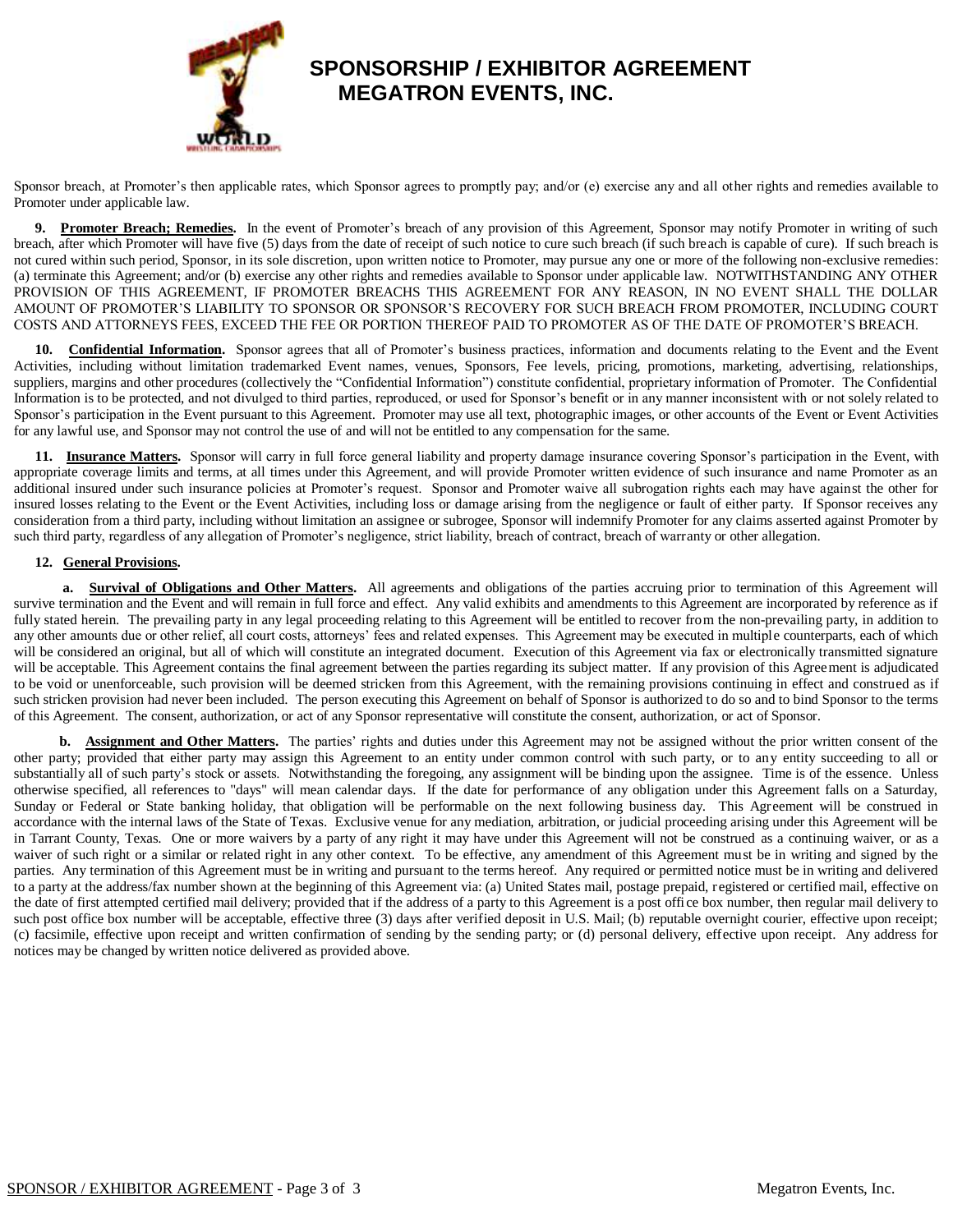# SPONSORSHIP / EXHIBITOR AGREEMENT
# MEGATRON EVENTS, INC.

Sponsor breach, at Promoter's then applicable rates, which Sponsor agrees to promptly pay; and/or (e) exercise any and all other rights and remedies available to Promoter under applicable law.

**9. Promoter Breach; Remedies.** In the event of Promoter's breach of any provision of this Agreement, Sponsor may notify Promoter in writing of such breach, after which Promoter will have five (5) days from the date of receipt of such notice to cure such breach (if such breach is capable of cure). If such breach is not cured within such period, Sponsor, in its sole discretion, upon written notice to Promoter, may pursue any one or more of the following non-exclusive remedies: (a) terminate this Agreement; and/or (b) exercise any other rights and remedies available to Sponsor under applicable law. NOTWITHSTANDING ANY OTHER PROVISION OF THIS AGREEMENT, IF PROMOTER BREACHS THIS AGREEMENT FOR ANY REASON, IN NO EVENT SHALL THE DOLLAR AMOUNT OF PROMOTER'S LIABILITY TO SPONSOR OR SPONSOR'S RECOVERY FOR SUCH BREACH FROM PROMOTER, INCLUDING COURT COSTS AND ATTORNEYS FEES, EXCEED THE FEE OR PORTION THEREOF PAID TO PROMOTER AS OF THE DATE OF PROMOTER'S BREACH.

**10. Confidential Information.** Sponsor agrees that all of Promoter's business practices, information and documents relating to the Event and the Event Activities, including without limitation trademarked Event names, venues, Sponsors, Fee levels, pricing, promotions, marketing, advertising, relationships, suppliers, margins and other procedures (collectively the "Confidential Information") constitute confidential, proprietary information of Promoter. The Confidential Information is to be protected, and not divulged to third parties, reproduced, or used for Sponsor's benefit or in any manner inconsistent with or not solely related to Sponsor's participation in the Event pursuant to this Agreement. Promoter may use all text, photographic images, or other accounts of the Event or Event Activities for any lawful use, and Sponsor may not control the use of and will not be entitled to any compensation for the same.

**11. Insurance Matters.** Sponsor will carry in full force general liability and property damage insurance covering Sponsor's participation in the Event, with appropriate coverage limits and terms, at all times under this Agreement, and will provide Promoter written evidence of such insurance and name Promoter as an additional insured under such insurance policies at Promoter's request. Sponsor and Promoter waive all subrogation rights each may have against the other for insured losses relating to the Event or the Event Activities, including loss or damage arising from the negligence or fault of either party. If Sponsor receives any consideration from a third party, including without limitation an assignee or subrogee, Sponsor will indemnify Promoter for any claims asserted against Promoter by such third party, regardless of any allegation of Promoter's negligence, strict liability, breach of contract, breach of warranty or other allegation.

**12. General Provisions.**

**a. Survival of Obligations and Other Matters.** All agreements and obligations of the parties accruing prior to termination of this Agreement will survive termination and the Event and will remain in full force and effect. Any valid exhibits and amendments to this Agreement are incorporated by reference as if fully stated herein. The prevailing party in any legal proceeding relating to this Agreement will be entitled to recover from the non-prevailing party, in addition to any other amounts due or other relief, all court costs, attorneys' fees and related expenses. This Agreement may be executed in multiple counterparts, each of which will be considered an original, but all of which will constitute an integrated document. Execution of this Agreement via fax or electronically transmitted signature will be acceptable. This Agreement contains the final agreement between the parties regarding its subject matter. If any provision of this Agreement is adjudicated to be void or unenforceable, such provision will be deemed stricken from this Agreement, with the remaining provisions continuing in effect and construed as if such stricken provision had never been included. The person executing this Agreement on behalf of Sponsor is authorized to do so and to bind Sponsor to the terms of this Agreement. The consent, authorization, or act of any Sponsor representative will constitute the consent, authorization, or act of Sponsor.

**b. Assignment and Other Matters.** The parties' rights and duties under this Agreement may not be assigned without the prior written consent of the other party; provided that either party may assign this Agreement to an entity under common control with such party, or to any entity succeeding to all or substantially all of such party's stock or assets. Notwithstanding the foregoing, any assignment will be binding upon the assignee. Time is of the essence. Unless otherwise specified, all references to "days" will mean calendar days. If the date for performance of any obligation under this Agreement falls on a Saturday, Sunday or Federal or State banking holiday, that obligation will be performable on the next following business day. This Agreement will be construed in accordance with the internal laws of the State of Texas. Exclusive venue for any mediation, arbitration, or judicial proceeding arising under this Agreement will be in Tarrant County, Texas. One or more waivers by a party of any right it may have under this Agreement will not be construed as a continuing waiver, or as a waiver of such right or a similar or related right in any other context. To be effective, any amendment of this Agreement must be in writing and signed by the parties. Any termination of this Agreement must be in writing and pursuant to the terms hereof. Any required or permitted notice must be in writing and delivered to a party at the address/fax number shown at the beginning of this Agreement via: (a) United States mail, postage prepaid, registered or certified mail, effective on the date of first attempted certified mail delivery; provided that if the address of a party to this Agreement is a post office box number, then regular mail delivery to such post office box number will be acceptable, effective three (3) days after verified deposit in U.S. Mail; (b) reputable overnight courier, effective upon receipt; (c) facsimile, effective upon receipt and written confirmation of sending by the sending party; or (d) personal delivery, effective upon receipt. Any address for notices may be changed by written notice delivered as provided above.